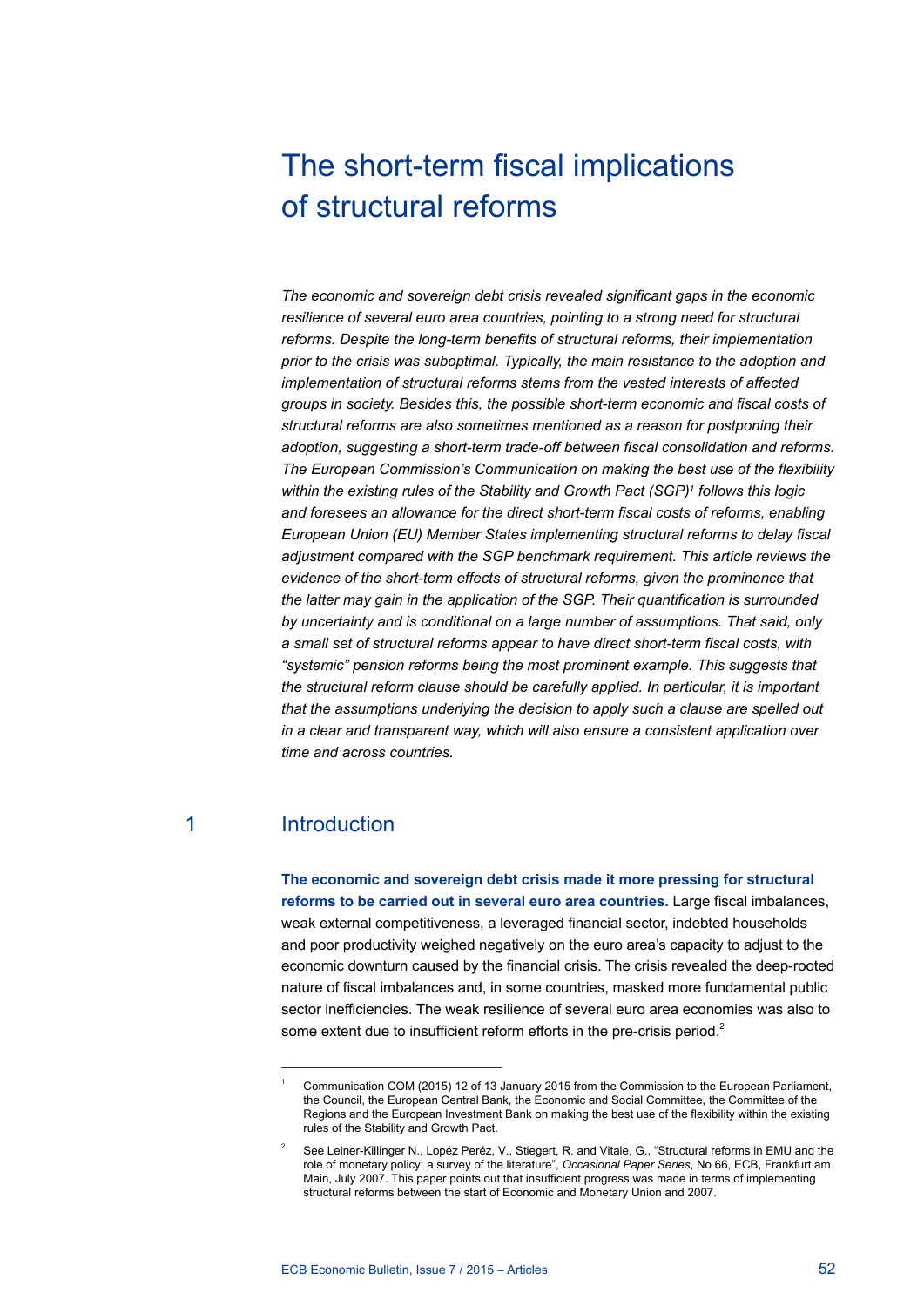# The short-term fiscal implications of structural reforms

*The economic and sovereign debt crisis revealed significant gaps in the economic resilience of several euro area countries, pointing to a strong need for structural reforms. Despite the long-term benefits of structural reforms, their implementation prior to the crisis was suboptimal. Typically, the main resistance to the adoption and implementation of structural reforms stems from the vested interests of affected groups in society. Besides this, the possible short-term economic and fiscal costs of structural reforms are also sometimes mentioned as a reason for postponing their adoption, suggesting a short-term trade-off between fiscal consolidation and reforms. The European Commission's Communication on making the best use of the flexibility within the existing rules of the Stability and Growth Pact (SGP)[1] follows this logic and foresees an allowance for the direct short-term fiscal costs of reforms, enabling European Union (EU) Member States implementing structural reforms to delay fiscal adjustment compared with the SGP benchmark requirement. This article reviews the evidence of the short-term effects of structural reforms, given the prominence that the latter may gain in the application of the SGP. Their quantification is surrounded by uncertainty and is conditional on a large number of assumptions. That said, only a small set of structural reforms appear to have direct short-term fiscal costs, with "systemic" pension reforms being the most prominent example. This suggests that the structural reform clause should be carefully applied. In particular, it is important that the assumptions underlying the decision to apply such a clause are spelled out in a clear and transparent way, which will also ensure a consistent application over time and across countries.*

## 1 Introduction

**The economic and sovereign debt crisis made it more pressing for structural reforms to be carried out in several euro area countries.** Large fiscal imbalances, weak external competitiveness, a leveraged financial sector, indebted households and poor productivity weighed negatively on the euro area's capacity to adjust to the economic downturn caused by the financial crisis. The crisis revealed the deep-rooted nature of fiscal imbalances and, in some countries, masked more fundamental public sector inefficiencies. The weak resilience of several euro area economies was also to some extent due to insufficient reform efforts in the pre-crisis period.[2]

---

[1] Communication COM (2015) 12 of 13 January 2015 from the Commission to the European Parliament, the Council, the European Central Bank, the Economic and Social Committee, the Committee of the Regions and the European Investment Bank on making the best use of the flexibility within the existing rules of the Stability and Growth Pact.

[2] See Leiner-Killinger N., Lopéz Peréz, V., Stiegert, R. and Vitale, G., "Structural reforms in EMU and the role of monetary policy: a survey of the literature", *Occasional Paper Series*, No 66, ECB, Frankfurt am Main, July 2007. This paper points out that insufficient progress was made in terms of implementing structural reforms between the start of Economic and Monetary Union and 2007.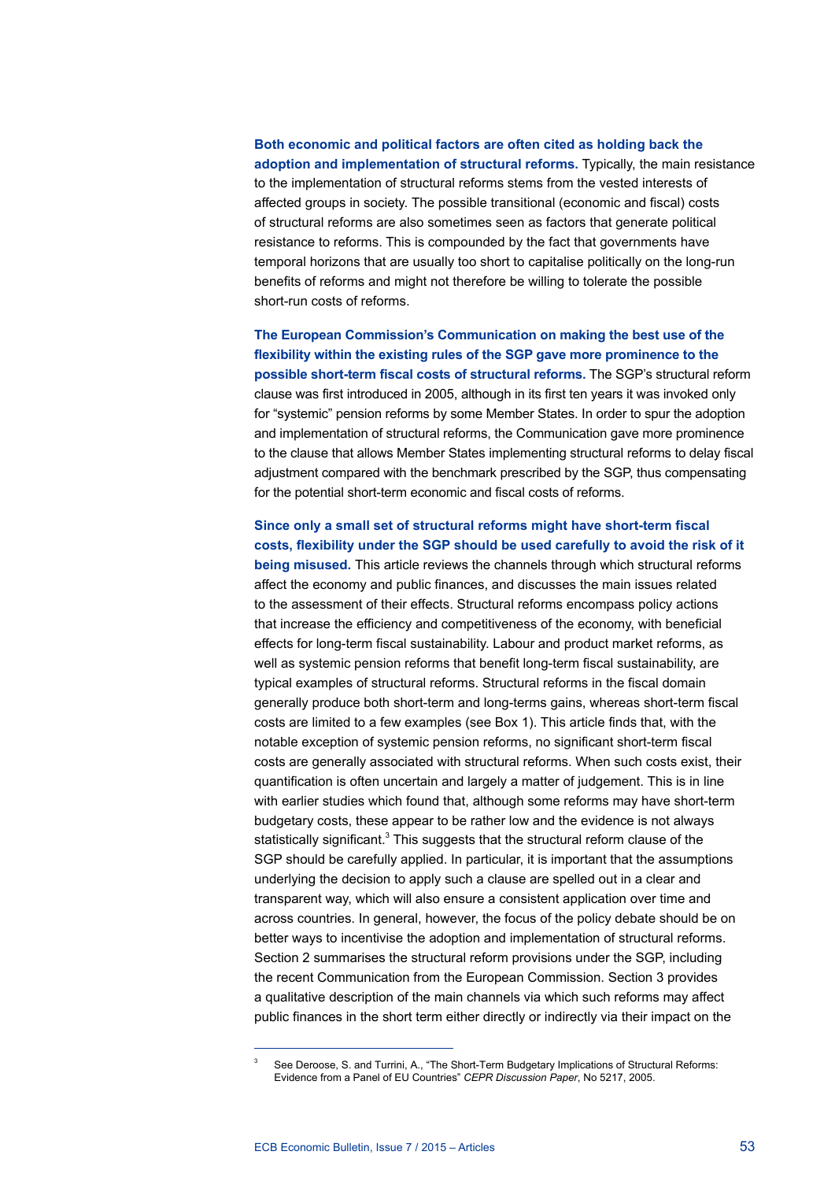**Both economic and political factors are often cited as holding back the adoption and implementation of structural reforms.** Typically, the main resistance to the implementation of structural reforms stems from the vested interests of affected groups in society. The possible transitional (economic and fiscal) costs of structural reforms are also sometimes seen as factors that generate political resistance to reforms. This is compounded by the fact that governments have temporal horizons that are usually too short to capitalise politically on the long-run benefits of reforms and might not therefore be willing to tolerate the possible short-run costs of reforms.

**The European Commission's Communication on making the best use of the flexibility within the existing rules of the SGP gave more prominence to the possible short-term fiscal costs of structural reforms.** The SGP's structural reform clause was first introduced in 2005, although in its first ten years it was invoked only for "systemic" pension reforms by some Member States. In order to spur the adoption and implementation of structural reforms, the Communication gave more prominence to the clause that allows Member States implementing structural reforms to delay fiscal adjustment compared with the benchmark prescribed by the SGP, thus compensating for the potential short-term economic and fiscal costs of reforms.

**Since only a small set of structural reforms might have short-term fiscal costs, flexibility under the SGP should be used carefully to avoid the risk of it being misused.** This article reviews the channels through which structural reforms affect the economy and public finances, and discusses the main issues related to the assessment of their effects. Structural reforms encompass policy actions that increase the efficiency and competitiveness of the economy, with beneficial effects for long-term fiscal sustainability. Labour and product market reforms, as well as systemic pension reforms that benefit long-term fiscal sustainability, are typical examples of structural reforms. Structural reforms in the fiscal domain generally produce both short-term and long-terms gains, whereas short-term fiscal costs are limited to a few examples (see Box 1). This article finds that, with the notable exception of systemic pension reforms, no significant short-term fiscal costs are generally associated with structural reforms. When such costs exist, their quantification is often uncertain and largely a matter of judgement. This is in line with earlier studies which found that, although some reforms may have short-term budgetary costs, these appear to be rather low and the evidence is not always statistically significant.[3] This suggests that the structural reform clause of the SGP should be carefully applied. In particular, it is important that the assumptions underlying the decision to apply such a clause are spelled out in a clear and transparent way, which will also ensure a consistent application over time and across countries. In general, however, the focus of the policy debate should be on better ways to incentivise the adoption and implementation of structural reforms. Section 2 summarises the structural reform provisions under the SGP, including the recent Communication from the European Commission. Section 3 provides a qualitative description of the main channels via which such reforms may affect public finances in the short term either directly or indirectly via their impact on the

[3] See Deroose, S. and Turrini, A., "The Short-Term Budgetary Implications of Structural Reforms: Evidence from a Panel of EU Countries" *CEPR Discussion Paper*, No 5217, 2005.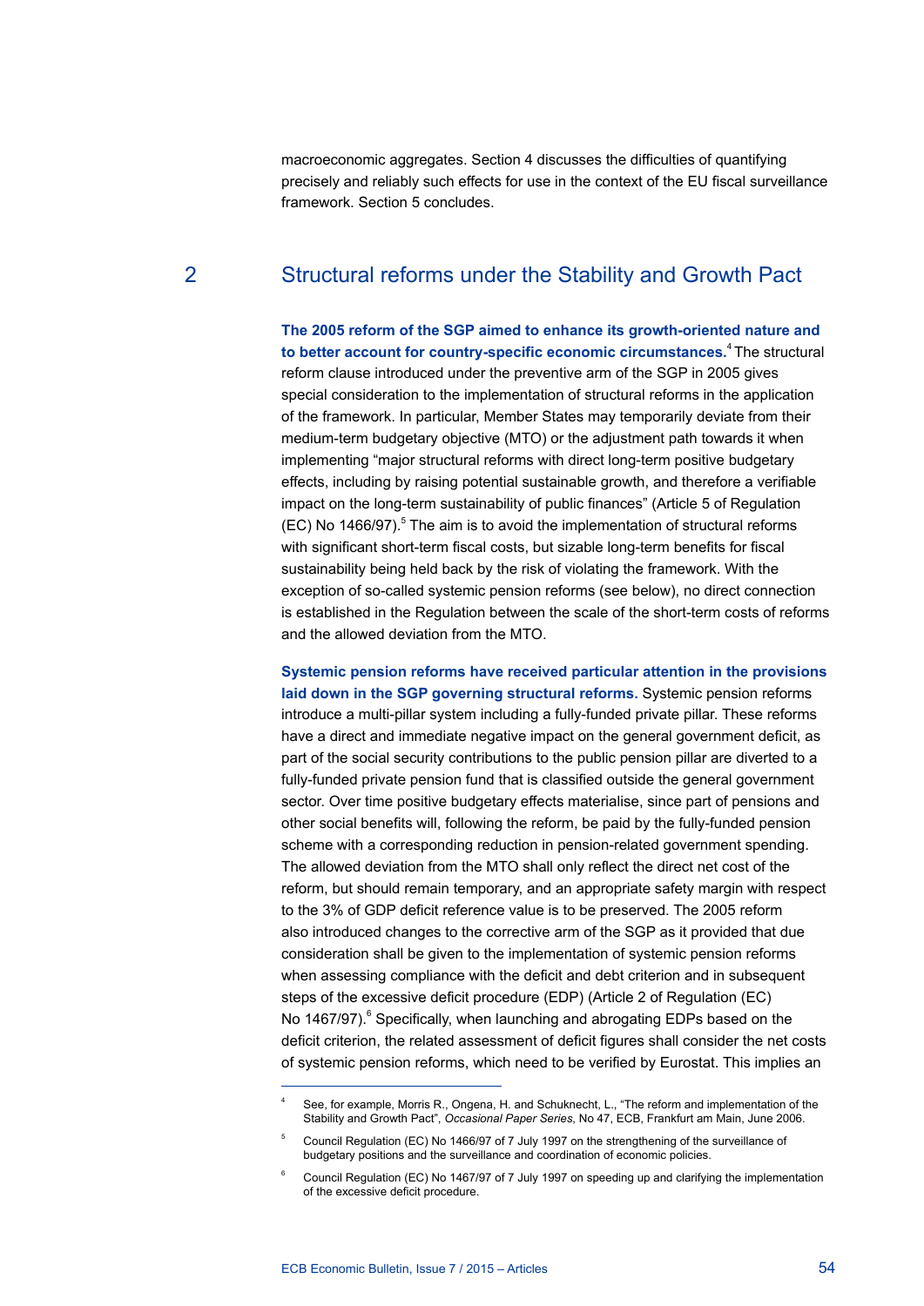macroeconomic aggregates. Section 4 discusses the difficulties of quantifying precisely and reliably such effects for use in the context of the EU fiscal surveillance framework. Section 5 concludes.

## 2 Structural reforms under the Stability and Growth Pact

**The 2005 reform of the SGP aimed to enhance its growth-oriented nature and to better account for country-specific economic circumstances.**[4] The structural reform clause introduced under the preventive arm of the SGP in 2005 gives special consideration to the implementation of structural reforms in the application of the framework. In particular, Member States may temporarily deviate from their medium-term budgetary objective (MTO) or the adjustment path towards it when implementing "major structural reforms with direct long-term positive budgetary effects, including by raising potential sustainable growth, and therefore a verifiable impact on the long-term sustainability of public finances" (Article 5 of Regulation (EC) No 1466/97).[5] The aim is to avoid the implementation of structural reforms with significant short-term fiscal costs, but sizable long-term benefits for fiscal sustainability being held back by the risk of violating the framework. With the exception of so-called systemic pension reforms (see below), no direct connection is established in the Regulation between the scale of the short-term costs of reforms and the allowed deviation from the MTO.

**Systemic pension reforms have received particular attention in the provisions laid down in the SGP governing structural reforms.** Systemic pension reforms introduce a multi-pillar system including a fully-funded private pillar. These reforms have a direct and immediate negative impact on the general government deficit, as part of the social security contributions to the public pension pillar are diverted to a fully-funded private pension fund that is classified outside the general government sector. Over time positive budgetary effects materialise, since part of pensions and other social benefits will, following the reform, be paid by the fully-funded pension scheme with a corresponding reduction in pension-related government spending. The allowed deviation from the MTO shall only reflect the direct net cost of the reform, but should remain temporary, and an appropriate safety margin with respect to the 3% of GDP deficit reference value is to be preserved. The 2005 reform also introduced changes to the corrective arm of the SGP as it provided that due consideration shall be given to the implementation of systemic pension reforms when assessing compliance with the deficit and debt criterion and in subsequent steps of the excessive deficit procedure (EDP) (Article 2 of Regulation (EC) No 1467/97).[6] Specifically, when launching and abrogating EDPs based on the deficit criterion, the related assessment of deficit figures shall consider the net costs of systemic pension reforms, which need to be verified by Eurostat. This implies an

---

[4] See, for example, Morris R., Ongena, H. and Schuknecht, L., "The reform and implementation of the Stability and Growth Pact", *Occasional Paper Series*, No 47, ECB, Frankfurt am Main, June 2006.

[5] Council Regulation (EC) No 1466/97 of 7 July 1997 on the strengthening of the surveillance of budgetary positions and the surveillance and coordination of economic policies.

[6] Council Regulation (EC) No 1467/97 of 7 July 1997 on speeding up and clarifying the implementation of the excessive deficit procedure.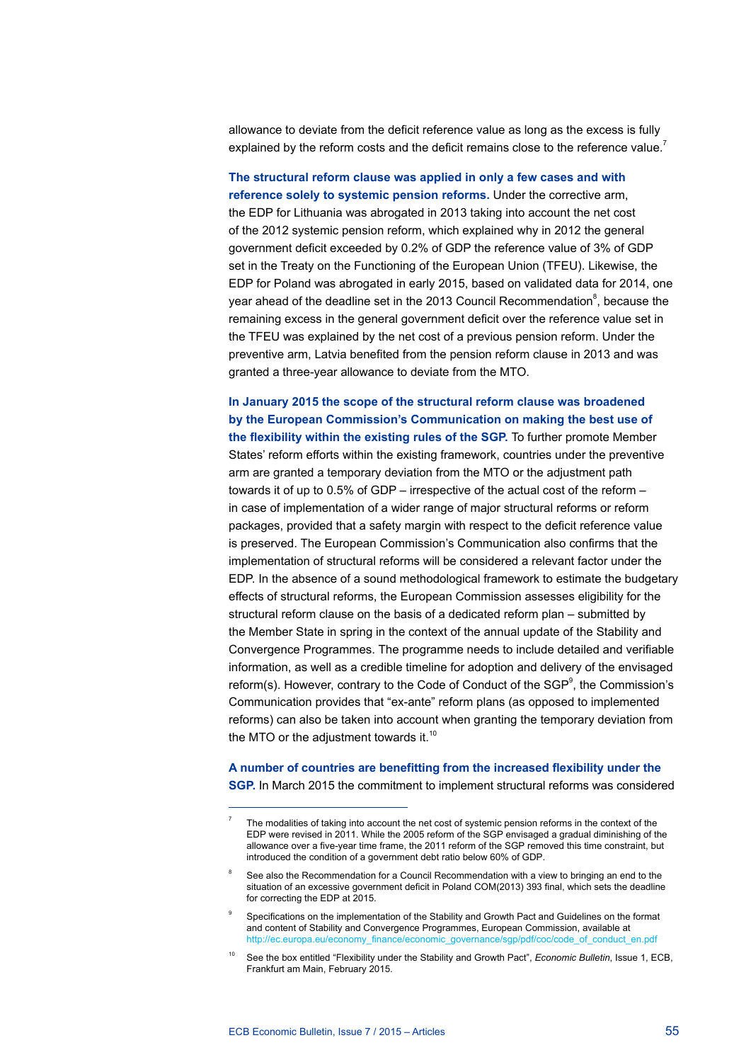allowance to deviate from the deficit reference value as long as the excess is fully explained by the reform costs and the deficit remains close to the reference value.[7]

**The structural reform clause was applied in only a few cases and with reference solely to systemic pension reforms.** Under the corrective arm, the EDP for Lithuania was abrogated in 2013 taking into account the net cost of the 2012 systemic pension reform, which explained why in 2012 the general government deficit exceeded by 0.2% of GDP the reference value of 3% of GDP set in the Treaty on the Functioning of the European Union (TFEU). Likewise, the EDP for Poland was abrogated in early 2015, based on validated data for 2014, one year ahead of the deadline set in the 2013 Council Recommendation[8], because the remaining excess in the general government deficit over the reference value set in the TFEU was explained by the net cost of a previous pension reform. Under the preventive arm, Latvia benefited from the pension reform clause in 2013 and was granted a three-year allowance to deviate from the MTO.

**In January 2015 the scope of the structural reform clause was broadened by the European Commission's Communication on making the best use of the flexibility within the existing rules of the SGP.** To further promote Member States' reform efforts within the existing framework, countries under the preventive arm are granted a temporary deviation from the MTO or the adjustment path towards it of up to 0.5% of GDP – irrespective of the actual cost of the reform – in case of implementation of a wider range of major structural reforms or reform packages, provided that a safety margin with respect to the deficit reference value is preserved. The European Commission's Communication also confirms that the implementation of structural reforms will be considered a relevant factor under the EDP. In the absence of a sound methodological framework to estimate the budgetary effects of structural reforms, the European Commission assesses eligibility for the structural reform clause on the basis of a dedicated reform plan – submitted by the Member State in spring in the context of the annual update of the Stability and Convergence Programmes. The programme needs to include detailed and verifiable information, as well as a credible timeline for adoption and delivery of the envisaged reform(s). However, contrary to the Code of Conduct of the SGP[9], the Commission's Communication provides that "ex-ante" reform plans (as opposed to implemented reforms) can also be taken into account when granting the temporary deviation from the MTO or the adjustment towards it.[10]

**A number of countries are benefitting from the increased flexibility under the SGP.** In March 2015 the commitment to implement structural reforms was considered

---

[7] The modalities of taking into account the net cost of systemic pension reforms in the context of the EDP were revised in 2011. While the 2005 reform of the SGP envisaged a gradual diminishing of the allowance over a five-year time frame, the 2011 reform of the SGP removed this time constraint, but introduced the condition of a government debt ratio below 60% of GDP.

[8] See also the Recommendation for a Council Recommendation with a view to bringing an end to the situation of an excessive government deficit in Poland COM(2013) 393 final, which sets the deadline for correcting the EDP at 2015.

[9] Specifications on the implementation of the Stability and Growth Pact and Guidelines on the format and content of Stability and Convergence Programmes, European Commission, available at http://ec.europa.eu/economy_finance/economic_governance/sgp/pdf/coc/code_of_conduct_en.pdf

[10] See the box entitled "Flexibility under the Stability and Growth Pact", *Economic Bulletin*, Issue 1, ECB, Frankfurt am Main, February 2015.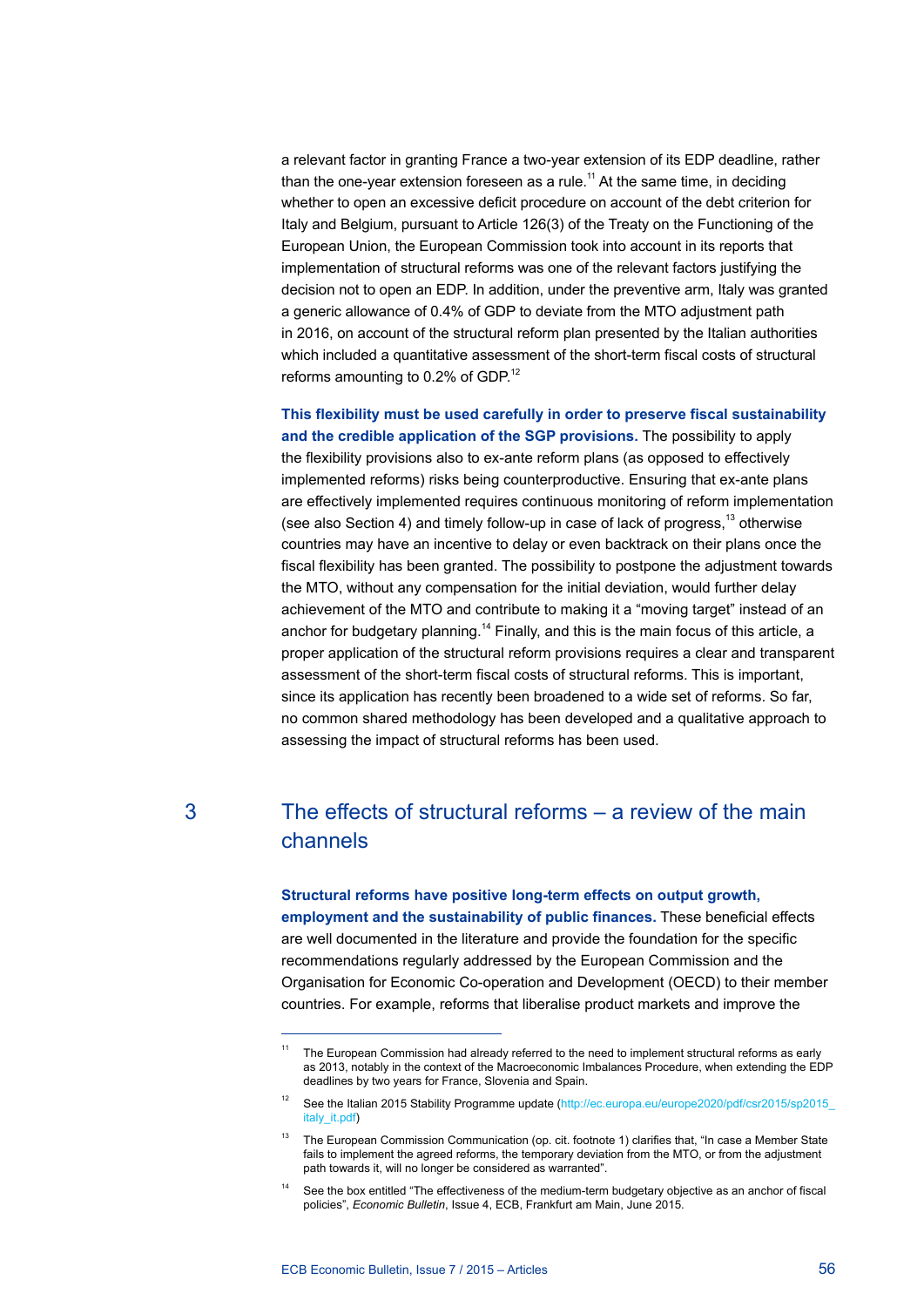a relevant factor in granting France a two-year extension of its EDP deadline, rather than the one-year extension foreseen as a rule.[11] At the same time, in deciding whether to open an excessive deficit procedure on account of the debt criterion for Italy and Belgium, pursuant to Article 126(3) of the Treaty on the Functioning of the European Union, the European Commission took into account in its reports that implementation of structural reforms was one of the relevant factors justifying the decision not to open an EDP. In addition, under the preventive arm, Italy was granted a generic allowance of 0.4% of GDP to deviate from the MTO adjustment path in 2016, on account of the structural reform plan presented by the Italian authorities which included a quantitative assessment of the short-term fiscal costs of structural reforms amounting to 0.2% of GDP.[12]

**This flexibility must be used carefully in order to preserve fiscal sustainability and the credible application of the SGP provisions.** The possibility to apply the flexibility provisions also to ex-ante reform plans (as opposed to effectively implemented reforms) risks being counterproductive. Ensuring that ex-ante plans are effectively implemented requires continuous monitoring of reform implementation (see also Section 4) and timely follow-up in case of lack of progress,[13] otherwise countries may have an incentive to delay or even backtrack on their plans once the fiscal flexibility has been granted. The possibility to postpone the adjustment towards the MTO, without any compensation for the initial deviation, would further delay achievement of the MTO and contribute to making it a "moving target" instead of an anchor for budgetary planning.[14] Finally, and this is the main focus of this article, a proper application of the structural reform provisions requires a clear and transparent assessment of the short-term fiscal costs of structural reforms. This is important, since its application has recently been broadened to a wide set of reforms. So far, no common shared methodology has been developed and a qualitative approach to assessing the impact of structural reforms has been used.

## 3 The effects of structural reforms – a review of the main channels

**Structural reforms have positive long-term effects on output growth, employment and the sustainability of public finances.** These beneficial effects are well documented in the literature and provide the foundation for the specific recommendations regularly addressed by the European Commission and the Organisation for Economic Co-operation and Development (OECD) to their member countries. For example, reforms that liberalise product markets and improve the

---

[11] The European Commission had already referred to the need to implement structural reforms as early as 2013, notably in the context of the Macroeconomic Imbalances Procedure, when extending the EDP deadlines by two years for France, Slovenia and Spain.

[12] See the Italian 2015 Stability Programme update (http://ec.europa.eu/europe2020/pdf/csr2015/sp2015_italy_it.pdf)

[13] The European Commission Communication (op. cit. footnote 1) clarifies that, "In case a Member State fails to implement the agreed reforms, the temporary deviation from the MTO, or from the adjustment path towards it, will no longer be considered as warranted".

[14] See the box entitled "The effectiveness of the medium-term budgetary objective as an anchor of fiscal policies", *Economic Bulletin*, Issue 4, ECB, Frankfurt am Main, June 2015.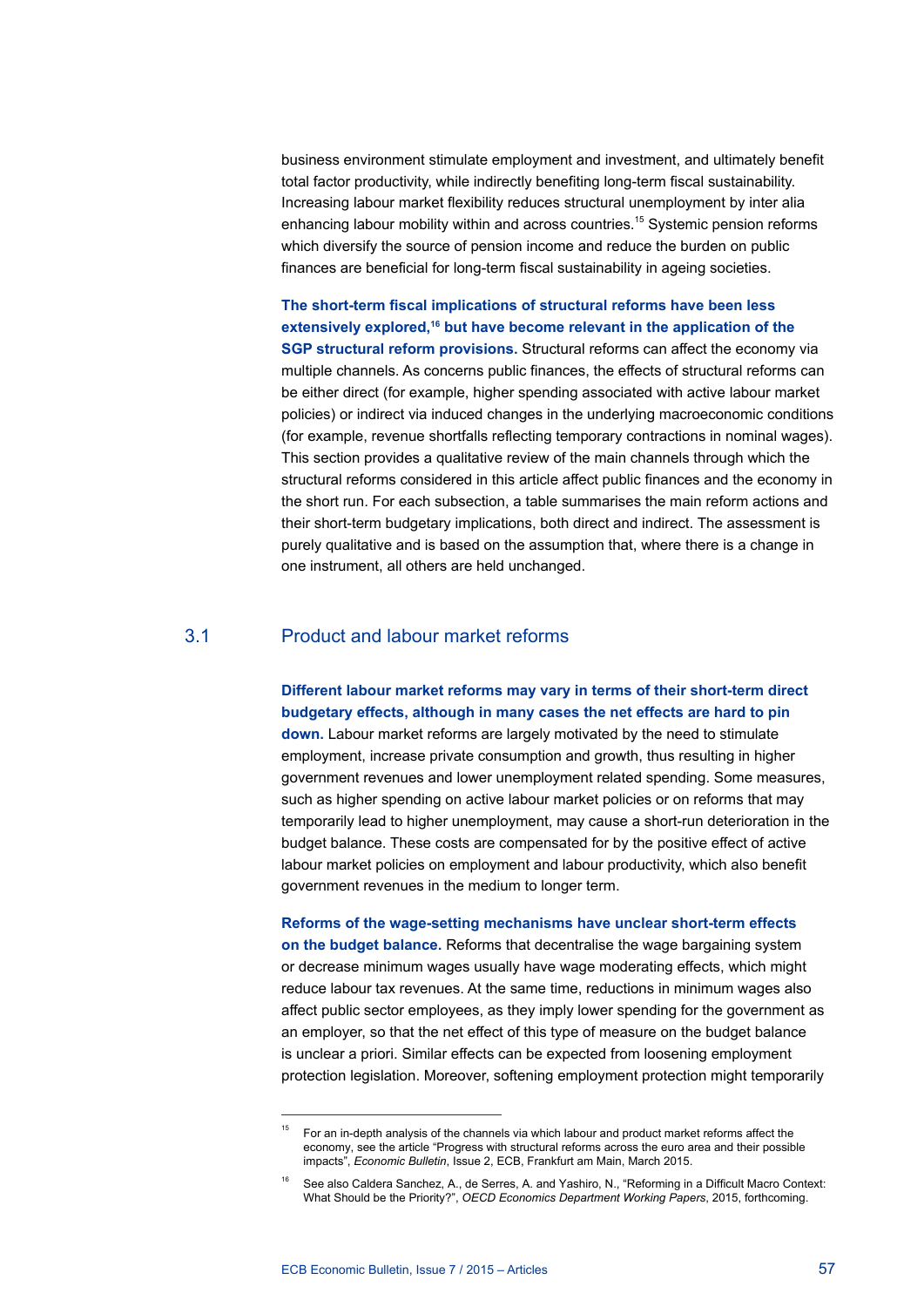business environment stimulate employment and investment, and ultimately benefit total factor productivity, while indirectly benefiting long-term fiscal sustainability. Increasing labour market flexibility reduces structural unemployment by inter alia enhancing labour mobility within and across countries.[15] Systemic pension reforms which diversify the source of pension income and reduce the burden on public finances are beneficial for long-term fiscal sustainability in ageing societies.

**The short-term fiscal implications of structural reforms have been less extensively explored,[16] but have become relevant in the application of the SGP structural reform provisions.** Structural reforms can affect the economy via multiple channels. As concerns public finances, the effects of structural reforms can be either direct (for example, higher spending associated with active labour market policies) or indirect via induced changes in the underlying macroeconomic conditions (for example, revenue shortfalls reflecting temporary contractions in nominal wages). This section provides a qualitative review of the main channels through which the structural reforms considered in this article affect public finances and the economy in the short run. For each subsection, a table summarises the main reform actions and their short-term budgetary implications, both direct and indirect. The assessment is purely qualitative and is based on the assumption that, where there is a change in one instrument, all others are held unchanged.

## 3.1 Product and labour market reforms

**Different labour market reforms may vary in terms of their short-term direct budgetary effects, although in many cases the net effects are hard to pin down.** Labour market reforms are largely motivated by the need to stimulate employment, increase private consumption and growth, thus resulting in higher government revenues and lower unemployment related spending. Some measures, such as higher spending on active labour market policies or on reforms that may temporarily lead to higher unemployment, may cause a short-run deterioration in the budget balance. These costs are compensated for by the positive effect of active labour market policies on employment and labour productivity, which also benefit government revenues in the medium to longer term.

**Reforms of the wage-setting mechanisms have unclear short-term effects on the budget balance.** Reforms that decentralise the wage bargaining system or decrease minimum wages usually have wage moderating effects, which might reduce labour tax revenues. At the same time, reductions in minimum wages also affect public sector employees, as they imply lower spending for the government as an employer, so that the net effect of this type of measure on the budget balance is unclear a priori. Similar effects can be expected from loosening employment protection legislation. Moreover, softening employment protection might temporarily

---

[15] For an in-depth analysis of the channels via which labour and product market reforms affect the economy, see the article "Progress with structural reforms across the euro area and their possible impacts", *Economic Bulletin*, Issue 2, ECB, Frankfurt am Main, March 2015.

[16] See also Caldera Sanchez, A., de Serres, A. and Yashiro, N., "Reforming in a Difficult Macro Context: What Should be the Priority?", *OECD Economics Department Working Papers*, 2015, forthcoming.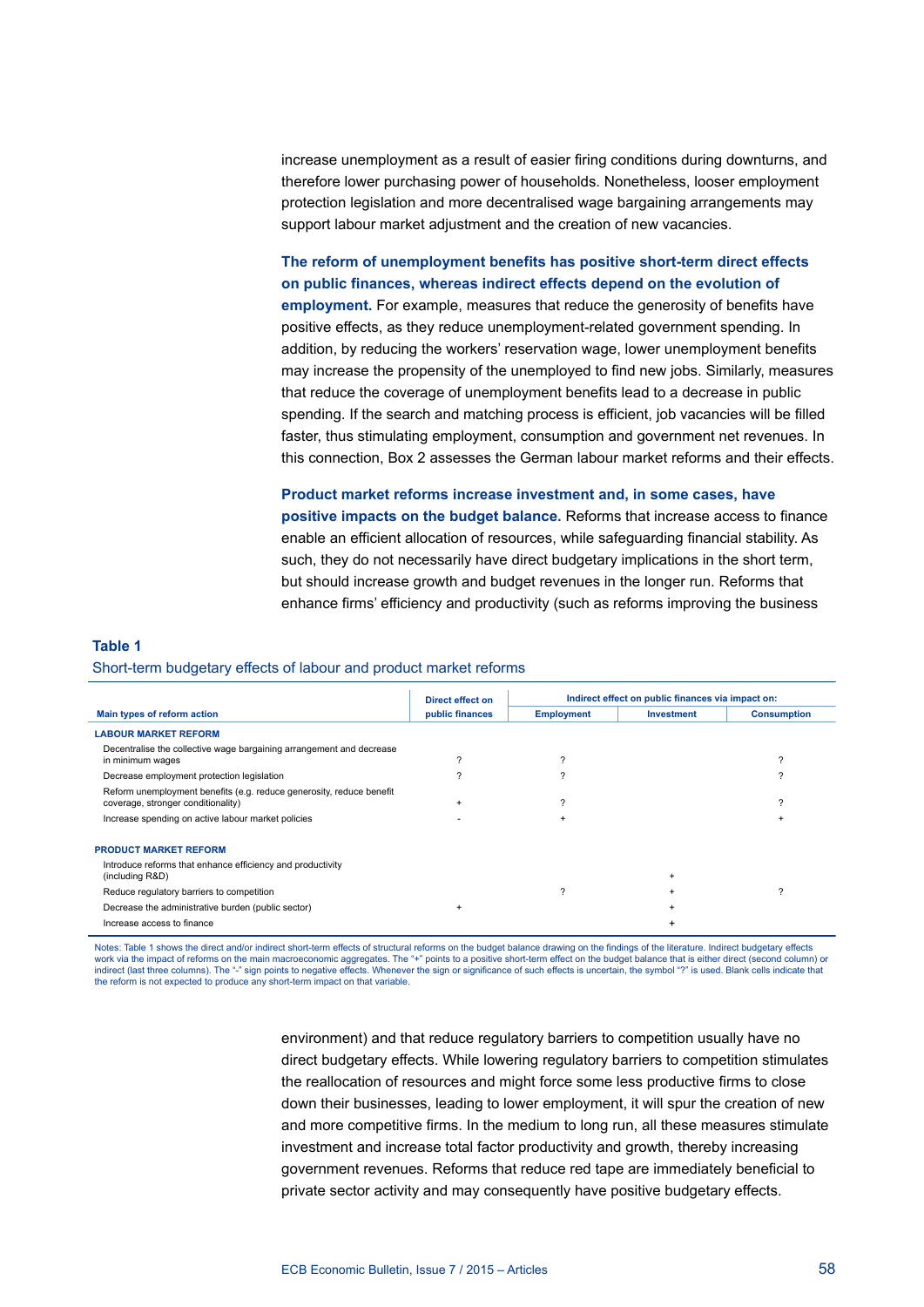increase unemployment as a result of easier firing conditions during downturns, and therefore lower purchasing power of households. Nonetheless, looser employment protection legislation and more decentralised wage bargaining arrangements may support labour market adjustment and the creation of new vacancies.

**The reform of unemployment benefits has positive short-term direct effects on public finances, whereas indirect effects depend on the evolution of employment.** For example, measures that reduce the generosity of benefits have positive effects, as they reduce unemployment-related government spending. In addition, by reducing the workers' reservation wage, lower unemployment benefits may increase the propensity of the unemployed to find new jobs. Similarly, measures that reduce the coverage of unemployment benefits lead to a decrease in public spending. If the search and matching process is efficient, job vacancies will be filled faster, thus stimulating employment, consumption and government net revenues. In this connection, Box 2 assesses the German labour market reforms and their effects.

**Product market reforms increase investment and, in some cases, have positive impacts on the budget balance.** Reforms that increase access to finance enable an efficient allocation of resources, while safeguarding financial stability. As such, they do not necessarily have direct budgetary implications in the short term, but should increase growth and budget revenues in the longer run. Reforms that enhance firms' efficiency and productivity (such as reforms improving the business environment) and that reduce regulatory barriers to competition usually have no direct budgetary effects. While lowering regulatory barriers to competition stimulates the reallocation of resources and might force some less productive firms to close down their businesses, leading to lower employment, it will spur the creation of new and more competitive firms. In the medium to long run, all these measures stimulate investment and increase total factor productivity and growth, thereby increasing government revenues. Reforms that reduce red tape are immediately beneficial to private sector activity and may consequently have positive budgetary effects.

**Table 1**

Short-term budgetary effects of labour and product market reforms

| Main types of reform action | Direct effect on public finances | Indirect effect on public finances via impact on: | | |
|---|---|---|---|---|
| | | Employment | Investment | Consumption |
| **LABOUR MARKET REFORM** | | | | |
| Decentralise the collective wage bargaining arrangement and decrease in minimum wages | ? | ? | | ? |
| Decrease employment protection legislation | ? | ? | | ? |
| Reform unemployment benefits (e.g. reduce generosity, reduce benefit coverage, stronger conditionality) | + | ? | | ? |
| Increase spending on active labour market policies | - | + | | + |
| **PRODUCT MARKET REFORM** | | | | |
| Introduce reforms that enhance efficiency and productivity (including R&D) | | | + | |
| Reduce regulatory barriers to competition | | ? | + | ? |
| Decrease the administrative burden (public sector) | + | | + | |
| Increase access to finance | | | + | |

Notes: Table 1 shows the direct and/or indirect short-term effects of structural reforms on the budget balance drawing on the findings of the literature. Indirect budgetary effects work via the impact of reforms on the main macroeconomic aggregates. The "+" points to a positive short-term effect on the budget balance that is either direct (second column) or indirect (last three columns). The "-" sign points to negative effects. Whenever the sign or significance of such effects is uncertain, the symbol "?" is used. Blank cells indicate that the reform is not expected to produce any short-term impact on that variable.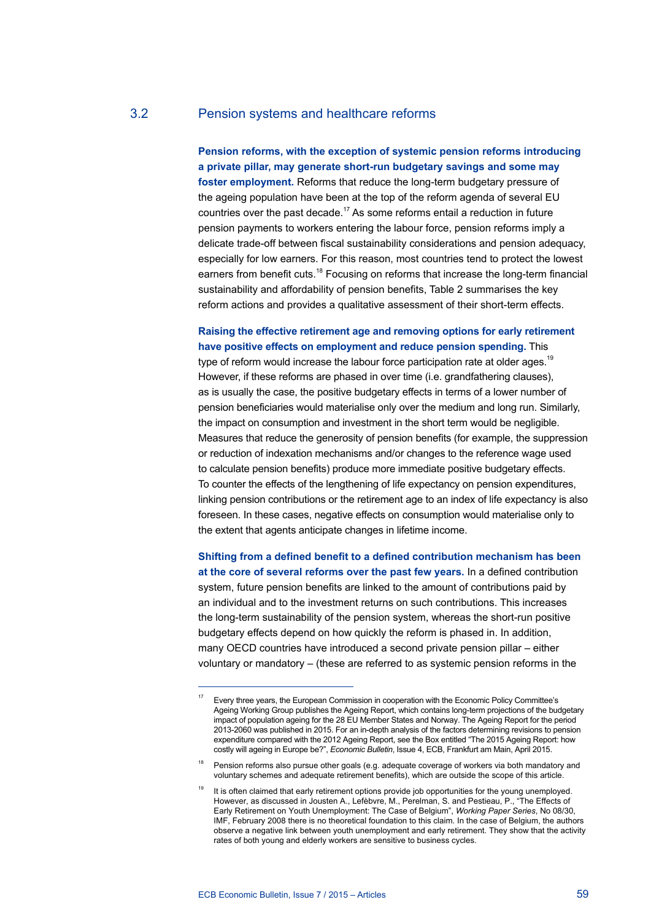### 3.2 Pension systems and healthcare reforms

**Pension reforms, with the exception of systemic pension reforms introducing a private pillar, may generate short-run budgetary savings and some may foster employment.** Reforms that reduce the long-term budgetary pressure of the ageing population have been at the top of the reform agenda of several EU countries over the past decade.[17] As some reforms entail a reduction in future pension payments to workers entering the labour force, pension reforms imply a delicate trade-off between fiscal sustainability considerations and pension adequacy, especially for low earners. For this reason, most countries tend to protect the lowest earners from benefit cuts.[18] Focusing on reforms that increase the long-term financial sustainability and affordability of pension benefits, Table 2 summarises the key reform actions and provides a qualitative assessment of their short-term effects.

**Raising the effective retirement age and removing options for early retirement have positive effects on employment and reduce pension spending.** This type of reform would increase the labour force participation rate at older ages.[19] However, if these reforms are phased in over time (i.e. grandfathering clauses), as is usually the case, the positive budgetary effects in terms of a lower number of pension beneficiaries would materialise only over the medium and long run. Similarly, the impact on consumption and investment in the short term would be negligible. Measures that reduce the generosity of pension benefits (for example, the suppression or reduction of indexation mechanisms and/or changes to the reference wage used to calculate pension benefits) produce more immediate positive budgetary effects. To counter the effects of the lengthening of life expectancy on pension expenditures, linking pension contributions or the retirement age to an index of life expectancy is also foreseen. In these cases, negative effects on consumption would materialise only to the extent that agents anticipate changes in lifetime income.

**Shifting from a defined benefit to a defined contribution mechanism has been at the core of several reforms over the past few years.** In a defined contribution system, future pension benefits are linked to the amount of contributions paid by an individual and to the investment returns on such contributions. This increases the long-term sustainability of the pension system, whereas the short-run positive budgetary effects depend on how quickly the reform is phased in. In addition, many OECD countries have introduced a second private pension pillar – either voluntary or mandatory – (these are referred to as systemic pension reforms in the

---

[17] Every three years, the European Commission in cooperation with the Economic Policy Committee's Ageing Working Group publishes the Ageing Report, which contains long-term projections of the budgetary impact of population ageing for the 28 EU Member States and Norway. The Ageing Report for the period 2013-2060 was published in 2015. For an in-depth analysis of the factors determining revisions to pension expenditure compared with the 2012 Ageing Report, see the Box entitled "The 2015 Ageing Report: how costly will ageing in Europe be?", *Economic Bulletin*, Issue 4, ECB, Frankfurt am Main, April 2015.

[18] Pension reforms also pursue other goals (e.g. adequate coverage of workers via both mandatory and voluntary schemes and adequate retirement benefits), which are outside the scope of this article.

[19] It is often claimed that early retirement options provide job opportunities for the young unemployed. However, as discussed in Jousten A., Lefèbvre, M., Perelman, S. and Pestieau, P., "The Effects of Early Retirement on Youth Unemployment: The Case of Belgium", *Working Paper Series*, No 08/30, IMF, February 2008 there is no theoretical foundation to this claim. In the case of Belgium, the authors observe a negative link between youth unemployment and early retirement. They show that the activity rates of both young and elderly workers are sensitive to business cycles.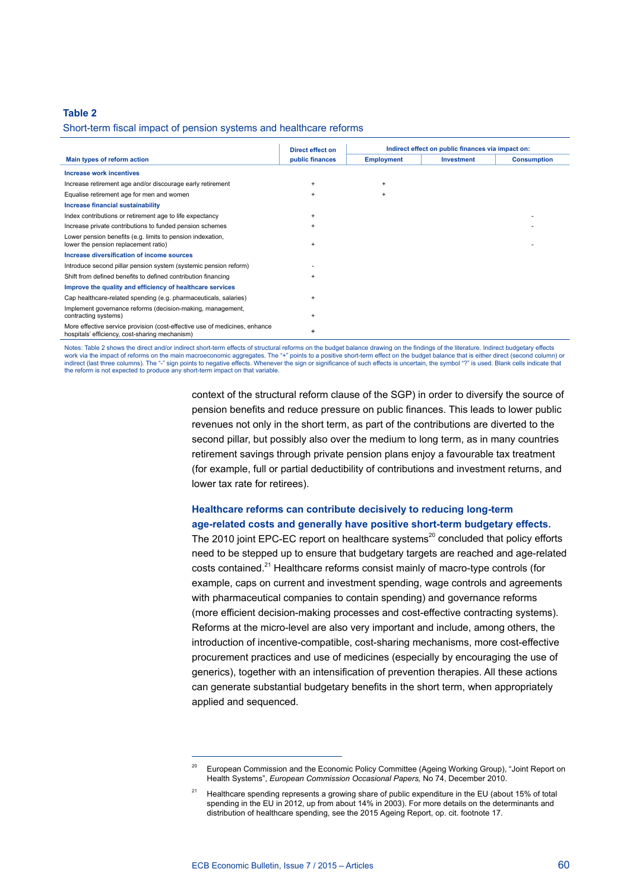**Table 2**

Short-term fiscal impact of pension systems and healthcare reforms

| Main types of reform action | Direct effect on public finances | Indirect effect on public finances via impact on: | | |
|---|---|---|---|---|
| | | Employment | Investment | Consumption |
| **Increase work incentives** | | | | |
| Increase retirement age and/or discourage early retirement | + | + | | |
| Equalise retirement age for men and women | + | + | | |
| **Increase financial sustainability** | | | | |
| Index contributions or retirement age to life expectancy | + | | | - |
| Increase private contributions to funded pension schemes | + | | | - |
| Lower pension benefits (e.g. limits to pension indexation, lower the pension replacement ratio) | + | | | - |
| **Increase diversification of income sources** | | | | |
| Introduce second pillar pension system (systemic pension reform) | - | | | |
| Shift from defined benefits to defined contribution financing | + | | | |
| **Improve the quality and efficiency of healthcare services** | | | | |
| Cap healthcare-related spending (e.g. pharmaceuticals, salaries) | + | | | |
| Implement governance reforms (decision-making, management, contracting systems) | + | | | |
| More effective service provision (cost-effective use of medicines, enhance hospitals' efficiency, cost-sharing mechanism) | + | | | |

Notes: Table 2 shows the direct and/or indirect short-term effects of structural reforms on the budget balance drawing on the findings of the literature. Indirect budgetary effects work via the impact of reforms on the main macroeconomic aggregates. The "+" points to a positive short-term effect on the budget balance that is either direct (second column) or indirect (last three columns). The "-" sign points to negative effects. Whenever the sign or significance of such effects is uncertain, the symbol "?" is used. Blank cells indicate that the reform is not expected to produce any short-term impact on that variable.

context of the structural reform clause of the SGP) in order to diversify the source of pension benefits and reduce pressure on public finances. This leads to lower public revenues not only in the short term, as part of the contributions are diverted to the second pillar, but possibly also over the medium to long term, as in many countries retirement savings through private pension plans enjoy a favourable tax treatment (for example, full or partial deductibility of contributions and investment returns, and lower tax rate for retirees).

**Healthcare reforms can contribute decisively to reducing long-term age-related costs and generally have positive short-term budgetary effects.** The 2010 joint EPC-EC report on healthcare systems[20] concluded that policy efforts need to be stepped up to ensure that budgetary targets are reached and age-related costs contained.[21] Healthcare reforms consist mainly of macro-type controls (for example, caps on current and investment spending, wage controls and agreements with pharmaceutical companies to contain spending) and governance reforms (more efficient decision-making processes and cost-effective contracting systems). Reforms at the micro-level are also very important and include, among others, the introduction of incentive-compatible, cost-sharing mechanisms, more cost-effective procurement practices and use of medicines (especially by encouraging the use of generics), together with an intensification of prevention therapies. All these actions can generate substantial budgetary benefits in the short term, when appropriately applied and sequenced.

[20] European Commission and the Economic Policy Committee (Ageing Working Group), "Joint Report on Health Systems", *European Commission Occasional Papers*, No 74, December 2010.

[21] Healthcare spending represents a growing share of public expenditure in the EU (about 15% of total spending in the EU in 2012, up from about 14% in 2003). For more details on the determinants and distribution of healthcare spending, see the 2015 Ageing Report, op. cit. footnote 17.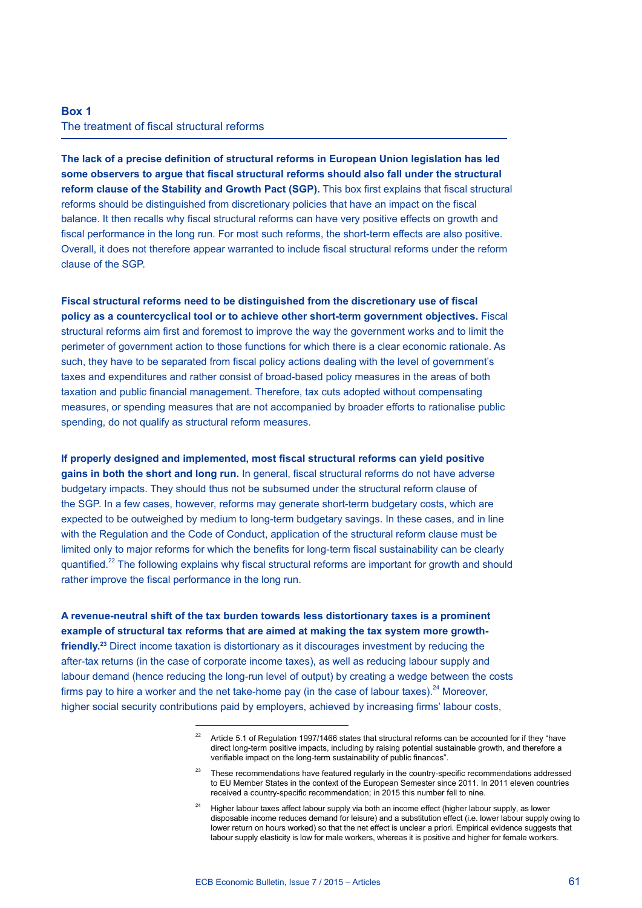### Box 1
### The treatment of fiscal structural reforms

**The lack of a precise definition of structural reforms in European Union legislation has led some observers to argue that fiscal structural reforms should also fall under the structural reform clause of the Stability and Growth Pact (SGP).** This box first explains that fiscal structural reforms should be distinguished from discretionary policies that have an impact on the fiscal balance. It then recalls why fiscal structural reforms can have very positive effects on growth and fiscal performance in the long run. For most such reforms, the short-term effects are also positive. Overall, it does not therefore appear warranted to include fiscal structural reforms under the reform clause of the SGP.

**Fiscal structural reforms need to be distinguished from the discretionary use of fiscal policy as a countercyclical tool or to achieve other short-term government objectives.** Fiscal structural reforms aim first and foremost to improve the way the government works and to limit the perimeter of government action to those functions for which there is a clear economic rationale. As such, they have to be separated from fiscal policy actions dealing with the level of government's taxes and expenditures and rather consist of broad-based policy measures in the areas of both taxation and public financial management. Therefore, tax cuts adopted without compensating measures, or spending measures that are not accompanied by broader efforts to rationalise public spending, do not qualify as structural reform measures.

**If properly designed and implemented, most fiscal structural reforms can yield positive gains in both the short and long run.** In general, fiscal structural reforms do not have adverse budgetary impacts. They should thus not be subsumed under the structural reform clause of the SGP. In a few cases, however, reforms may generate short-term budgetary costs, which are expected to be outweighed by medium to long-term budgetary savings. In these cases, and in line with the Regulation and the Code of Conduct, application of the structural reform clause must be limited only to major reforms for which the benefits for long-term fiscal sustainability can be clearly quantified.[22] The following explains why fiscal structural reforms are important for growth and should rather improve the fiscal performance in the long run.

**A revenue-neutral shift of the tax burden towards less distortionary taxes is a prominent example of structural tax reforms that are aimed at making the tax system more growth-friendly.[23]** Direct income taxation is distortionary as it discourages investment by reducing the after-tax returns (in the case of corporate income taxes), as well as reducing labour supply and labour demand (hence reducing the long-run level of output) by creating a wedge between the costs firms pay to hire a worker and the net take-home pay (in the case of labour taxes).[24] Moreover, higher social security contributions paid by employers, achieved by increasing firms' labour costs,

---

[22] Article 5.1 of Regulation 1997/1466 states that structural reforms can be accounted for if they "have direct long-term positive impacts, including by raising potential sustainable growth, and therefore a verifiable impact on the long-term sustainability of public finances".

[23] These recommendations have featured regularly in the country-specific recommendations addressed to EU Member States in the context of the European Semester since 2011. In 2011 eleven countries received a country-specific recommendation; in 2015 this number fell to nine.

[24] Higher labour taxes affect labour supply via both an income effect (higher labour supply, as lower disposable income reduces demand for leisure) and a substitution effect (i.e. lower labour supply owing to lower return on hours worked) so that the net effect is unclear a priori. Empirical evidence suggests that labour supply elasticity is low for male workers, whereas it is positive and higher for female workers.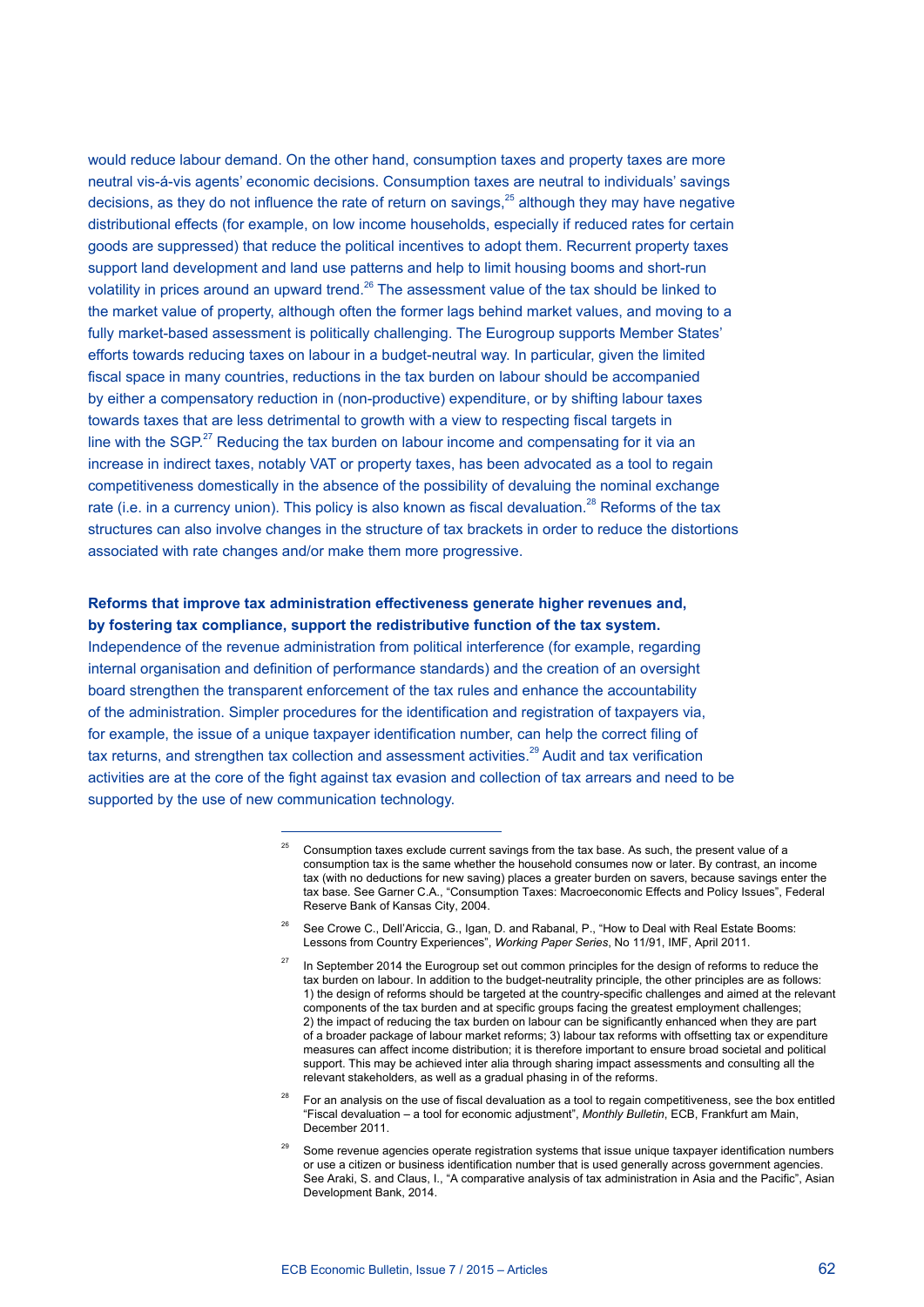would reduce labour demand. On the other hand, consumption taxes and property taxes are more neutral vis-á-vis agents' economic decisions. Consumption taxes are neutral to individuals' savings decisions, as they do not influence the rate of return on savings,[25] although they may have negative distributional effects (for example, on low income households, especially if reduced rates for certain goods are suppressed) that reduce the political incentives to adopt them. Recurrent property taxes support land development and land use patterns and help to limit housing booms and short-run volatility in prices around an upward trend.[26] The assessment value of the tax should be linked to the market value of property, although often the former lags behind market values, and moving to a fully market-based assessment is politically challenging. The Eurogroup supports Member States' efforts towards reducing taxes on labour in a budget-neutral way. In particular, given the limited fiscal space in many countries, reductions in the tax burden on labour should be accompanied by either a compensatory reduction in (non-productive) expenditure, or by shifting labour taxes towards taxes that are less detrimental to growth with a view to respecting fiscal targets in line with the SGP.[27] Reducing the tax burden on labour income and compensating for it via an increase in indirect taxes, notably VAT or property taxes, has been advocated as a tool to regain competitiveness domestically in the absence of the possibility of devaluing the nominal exchange rate (i.e. in a currency union). This policy is also known as fiscal devaluation.[28] Reforms of the tax structures can also involve changes in the structure of tax brackets in order to reduce the distortions associated with rate changes and/or make them more progressive.

**Reforms that improve tax administration effectiveness generate higher revenues and, by fostering tax compliance, support the redistributive function of the tax system.** Independence of the revenue administration from political interference (for example, regarding internal organisation and definition of performance standards) and the creation of an oversight board strengthen the transparent enforcement of the tax rules and enhance the accountability of the administration. Simpler procedures for the identification and registration of taxpayers via, for example, the issue of a unique taxpayer identification number, can help the correct filing of tax returns, and strengthen tax collection and assessment activities.[29] Audit and tax verification activities are at the core of the fight against tax evasion and collection of tax arrears and need to be supported by the use of new communication technology.

---

[25] Consumption taxes exclude current savings from the tax base. As such, the present value of a consumption tax is the same whether the household consumes now or later. By contrast, an income tax (with no deductions for new saving) places a greater burden on savers, because savings enter the tax base. See Garner C.A., "Consumption Taxes: Macroeconomic Effects and Policy Issues", Federal Reserve Bank of Kansas City, 2004.

[26] See Crowe C., Dell'Ariccia, G., Igan, D. and Rabanal, P., "How to Deal with Real Estate Booms: Lessons from Country Experiences", *Working Paper Series*, No 11/91, IMF, April 2011.

[27] In September 2014 the Eurogroup set out common principles for the design of reforms to reduce the tax burden on labour. In addition to the budget-neutrality principle, the other principles are as follows: 1) the design of reforms should be targeted at the country-specific challenges and aimed at the relevant components of the tax burden and at specific groups facing the greatest employment challenges; 2) the impact of reducing the tax burden on labour can be significantly enhanced when they are part of a broader package of labour market reforms; 3) labour tax reforms with offsetting tax or expenditure measures can affect income distribution; it is therefore important to ensure broad societal and political support. This may be achieved inter alia through sharing impact assessments and consulting all the relevant stakeholders, as well as a gradual phasing in of the reforms.

[28] For an analysis on the use of fiscal devaluation as a tool to regain competitiveness, see the box entitled "Fiscal devaluation – a tool for economic adjustment", *Monthly Bulletin*, ECB, Frankfurt am Main, December 2011.

[29] Some revenue agencies operate registration systems that issue unique taxpayer identification numbers or use a citizen or business identification number that is used generally across government agencies. See Araki, S. and Claus, I., "A comparative analysis of tax administration in Asia and the Pacific", Asian Development Bank, 2014.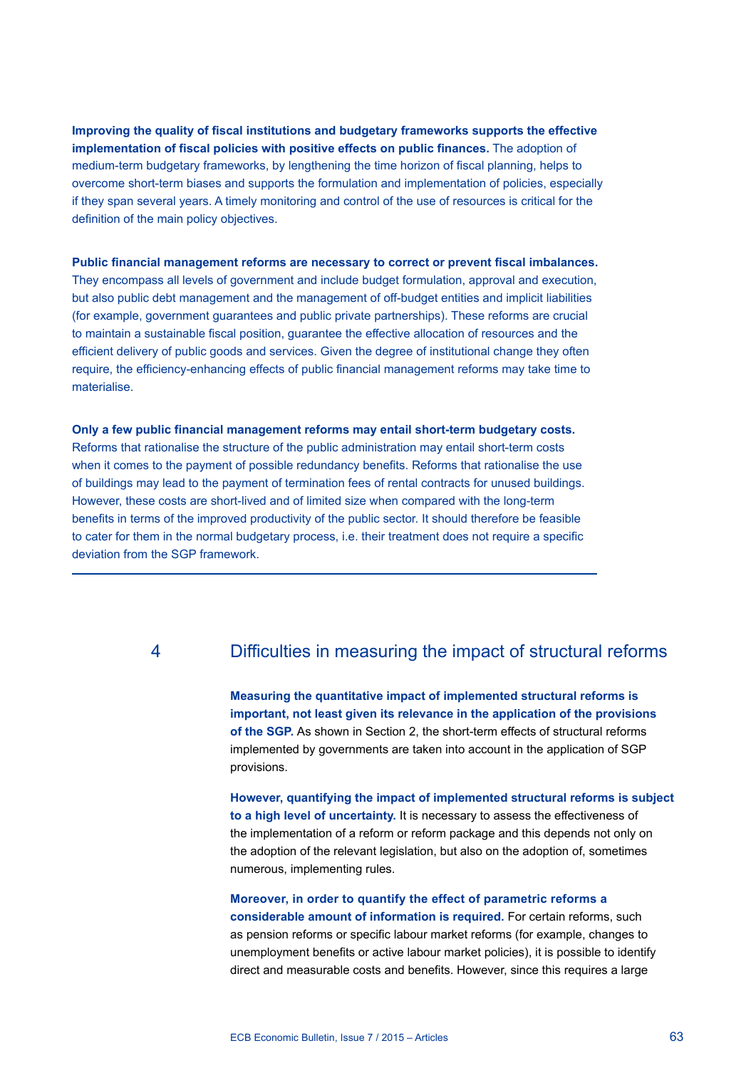**Improving the quality of fiscal institutions and budgetary frameworks supports the effective implementation of fiscal policies with positive effects on public finances.** The adoption of medium-term budgetary frameworks, by lengthening the time horizon of fiscal planning, helps to overcome short-term biases and supports the formulation and implementation of policies, especially if they span several years. A timely monitoring and control of the use of resources is critical for the definition of the main policy objectives.

**Public financial management reforms are necessary to correct or prevent fiscal imbalances.** They encompass all levels of government and include budget formulation, approval and execution, but also public debt management and the management of off-budget entities and implicit liabilities (for example, government guarantees and public private partnerships). These reforms are crucial to maintain a sustainable fiscal position, guarantee the effective allocation of resources and the efficient delivery of public goods and services. Given the degree of institutional change they often require, the efficiency-enhancing effects of public financial management reforms may take time to materialise.

**Only a few public financial management reforms may entail short-term budgetary costs.** Reforms that rationalise the structure of the public administration may entail short-term costs when it comes to the payment of possible redundancy benefits. Reforms that rationalise the use of buildings may lead to the payment of termination fees of rental contracts for unused buildings. However, these costs are short-lived and of limited size when compared with the long-term benefits in terms of the improved productivity of the public sector. It should therefore be feasible to cater for them in the normal budgetary process, i.e. their treatment does not require a specific deviation from the SGP framework.

## 4 Difficulties in measuring the impact of structural reforms

**Measuring the quantitative impact of implemented structural reforms is important, not least given its relevance in the application of the provisions of the SGP.** As shown in Section 2, the short-term effects of structural reforms implemented by governments are taken into account in the application of SGP provisions.

**However, quantifying the impact of implemented structural reforms is subject to a high level of uncertainty.** It is necessary to assess the effectiveness of the implementation of a reform or reform package and this depends not only on the adoption of the relevant legislation, but also on the adoption of, sometimes numerous, implementing rules.

**Moreover, in order to quantify the effect of parametric reforms a considerable amount of information is required.** For certain reforms, such as pension reforms or specific labour market reforms (for example, changes to unemployment benefits or active labour market policies), it is possible to identify direct and measurable costs and benefits. However, since this requires a large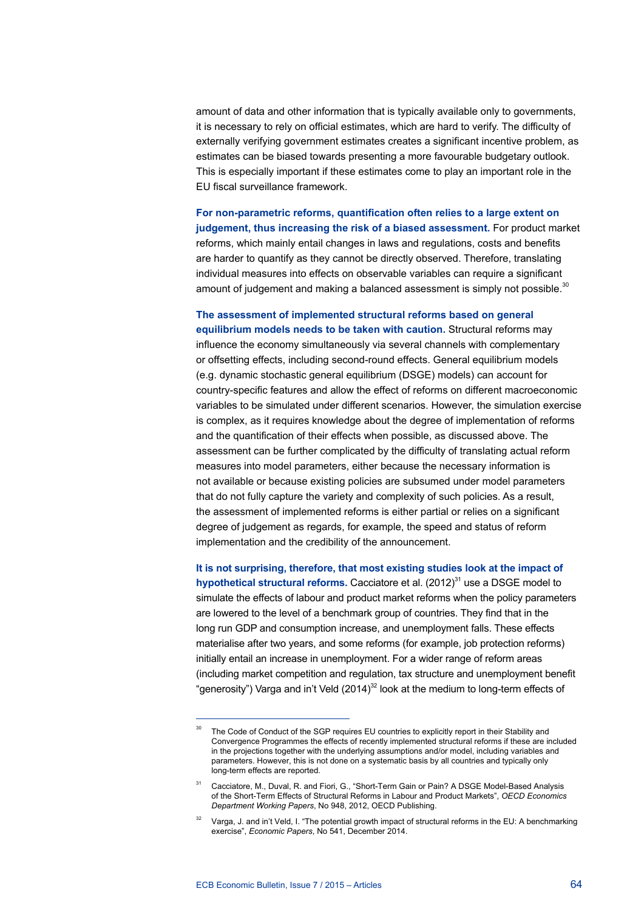amount of data and other information that is typically available only to governments, it is necessary to rely on official estimates, which are hard to verify. The difficulty of externally verifying government estimates creates a significant incentive problem, as estimates can be biased towards presenting a more favourable budgetary outlook. This is especially important if these estimates come to play an important role in the EU fiscal surveillance framework.

**For non-parametric reforms, quantification often relies to a large extent on judgement, thus increasing the risk of a biased assessment.** For product market reforms, which mainly entail changes in laws and regulations, costs and benefits are harder to quantify as they cannot be directly observed. Therefore, translating individual measures into effects on observable variables can require a significant amount of judgement and making a balanced assessment is simply not possible.[30]

**The assessment of implemented structural reforms based on general equilibrium models needs to be taken with caution.** Structural reforms may influence the economy simultaneously via several channels with complementary or offsetting effects, including second-round effects. General equilibrium models (e.g. dynamic stochastic general equilibrium (DSGE) models) can account for country-specific features and allow the effect of reforms on different macroeconomic variables to be simulated under different scenarios. However, the simulation exercise is complex, as it requires knowledge about the degree of implementation of reforms and the quantification of their effects when possible, as discussed above. The assessment can be further complicated by the difficulty of translating actual reform measures into model parameters, either because the necessary information is not available or because existing policies are subsumed under model parameters that do not fully capture the variety and complexity of such policies. As a result, the assessment of implemented reforms is either partial or relies on a significant degree of judgement as regards, for example, the speed and status of reform implementation and the credibility of the announcement.

**It is not surprising, therefore, that most existing studies look at the impact of hypothetical structural reforms.** Cacciatore et al. (2012)[31] use a DSGE model to simulate the effects of labour and product market reforms when the policy parameters are lowered to the level of a benchmark group of countries. They find that in the long run GDP and consumption increase, and unemployment falls. These effects materialise after two years, and some reforms (for example, job protection reforms) initially entail an increase in unemployment. For a wider range of reform areas (including market competition and regulation, tax structure and unemployment benefit "generosity") Varga and in't Veld (2014)[32] look at the medium to long-term effects of

---

[30] The Code of Conduct of the SGP requires EU countries to explicitly report in their Stability and Convergence Programmes the effects of recently implemented structural reforms if these are included in the projections together with the underlying assumptions and/or model, including variables and parameters. However, this is not done on a systematic basis by all countries and typically only long-term effects are reported.

[31] Cacciatore, M., Duval, R. and Fiori, G., "Short-Term Gain or Pain? A DSGE Model-Based Analysis of the Short-Term Effects of Structural Reforms in Labour and Product Markets", *OECD Economics Department Working Papers*, No 948, 2012, OECD Publishing.

[32] Varga, J. and in't Veld, I. "The potential growth impact of structural reforms in the EU: A benchmarking exercise", *Economic Papers*, No 541, December 2014.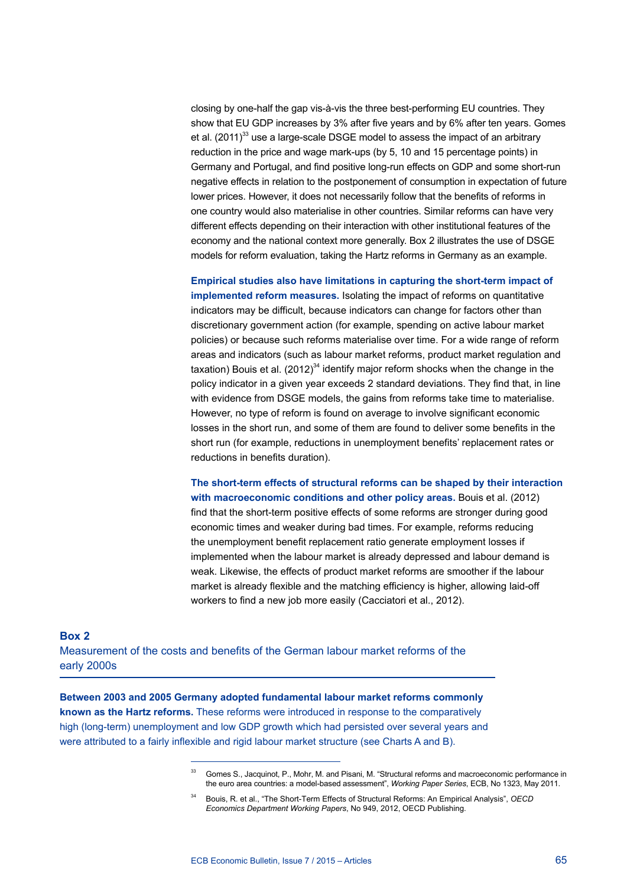closing by one-half the gap vis-à-vis the three best-performing EU countries. They show that EU GDP increases by 3% after five years and by 6% after ten years. Gomes et al. (2011)[33] use a large-scale DSGE model to assess the impact of an arbitrary reduction in the price and wage mark-ups (by 5, 10 and 15 percentage points) in Germany and Portugal, and find positive long-run effects on GDP and some short-run negative effects in relation to the postponement of consumption in expectation of future lower prices. However, it does not necessarily follow that the benefits of reforms in one country would also materialise in other countries. Similar reforms can have very different effects depending on their interaction with other institutional features of the economy and the national context more generally. Box 2 illustrates the use of DSGE models for reform evaluation, taking the Hartz reforms in Germany as an example.

**Empirical studies also have limitations in capturing the short-term impact of implemented reform measures.** Isolating the impact of reforms on quantitative indicators may be difficult, because indicators can change for factors other than discretionary government action (for example, spending on active labour market policies) or because such reforms materialise over time. For a wide range of reform areas and indicators (such as labour market reforms, product market regulation and taxation) Bouis et al. (2012)[34] identify major reform shocks when the change in the policy indicator in a given year exceeds 2 standard deviations. They find that, in line with evidence from DSGE models, the gains from reforms take time to materialise. However, no type of reform is found on average to involve significant economic losses in the short run, and some of them are found to deliver some benefits in the short run (for example, reductions in unemployment benefits' replacement rates or reductions in benefits duration).

**The short-term effects of structural reforms can be shaped by their interaction with macroeconomic conditions and other policy areas.** Bouis et al. (2012) find that the short-term positive effects of some reforms are stronger during good economic times and weaker during bad times. For example, reforms reducing the unemployment benefit replacement ratio generate employment losses if implemented when the labour market is already depressed and labour demand is weak. Likewise, the effects of product market reforms are smoother if the labour market is already flexible and the matching efficiency is higher, allowing laid-off workers to find a new job more easily (Cacciatori et al., 2012).

## Box 2
## Measurement of the costs and benefits of the German labour market reforms of the early 2000s

**Between 2003 and 2005 Germany adopted fundamental labour market reforms commonly known as the Hartz reforms.** These reforms were introduced in response to the comparatively high (long-term) unemployment and low GDP growth which had persisted over several years and were attributed to a fairly inflexible and rigid labour market structure (see Charts A and B).

---

[33] Gomes S., Jacquinot, P., Mohr, M. and Pisani, M. "Structural reforms and macroeconomic performance in the euro area countries: a model-based assessment", *Working Paper Series*, ECB, No 1323, May 2011.

[34] Bouis, R. et al., "The Short-Term Effects of Structural Reforms: An Empirical Analysis", *OECD Economics Department Working Papers*, No 949, 2012, OECD Publishing.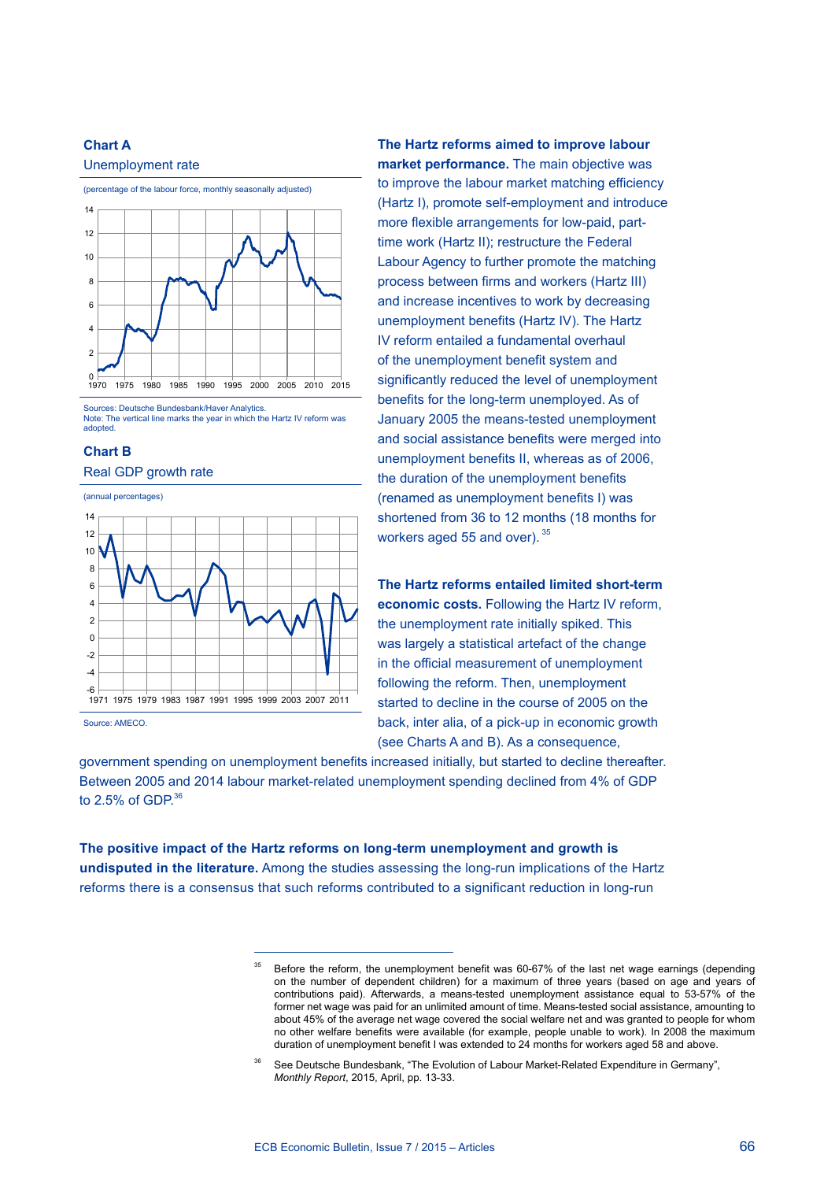**Chart A**

Unemployment rate

(percentage of the labour force, monthly seasonally adjusted)

Sources: Deutsche Bundesbank/Haver Analytics.
Note: The vertical line marks the year in which the Hartz IV reform was adopted.

**Chart B**

Real GDP growth rate

(annual percentages)

Source: AMECO.

**The Hartz reforms aimed to improve labour market performance.** The main objective was to improve the labour market matching efficiency (Hartz I), promote self-employment and introduce more flexible arrangements for low-paid, part-time work (Hartz II); restructure the Federal Labour Agency to further promote the matching process between firms and workers (Hartz III) and increase incentives to work by decreasing unemployment benefits (Hartz IV). The Hartz IV reform entailed a fundamental overhaul of the unemployment benefit system and significantly reduced the level of unemployment benefits for the long-term unemployed. As of January 2005 the means-tested unemployment and social assistance benefits were merged into unemployment benefits II, whereas as of 2006, the duration of the unemployment benefits (renamed as unemployment benefits I) was shortened from 36 to 12 months (18 months for workers aged 55 and over).[35]

**The Hartz reforms entailed limited short-term economic costs.** Following the Hartz IV reform, the unemployment rate initially spiked. This was largely a statistical artefact of the change in the official measurement of unemployment following the reform. Then, unemployment started to decline in the course of 2005 on the back, inter alia, of a pick-up in economic growth (see Charts A and B). As a consequence, government spending on unemployment benefits increased initially, but started to decline thereafter. Between 2005 and 2014 labour market-related unemployment spending declined from 4% of GDP to 2.5% of GDP.[36]

**The positive impact of the Hartz reforms on long-term unemployment and growth is undisputed in the literature.** Among the studies assessing the long-run implications of the Hartz reforms there is a consensus that such reforms contributed to a significant reduction in long-run

[35] Before the reform, the unemployment benefit was 60-67% of the last net wage earnings (depending on the number of dependent children) for a maximum of three years (based on age and years of contributions paid). Afterwards, a means-tested unemployment assistance equal to 53-57% of the former net wage was paid for an unlimited amount of time. Means-tested social assistance, amounting to about 45% of the average net wage covered the social welfare net and was granted to people for whom no other welfare benefits were available (for example, people unable to work). In 2008 the maximum duration of unemployment benefit I was extended to 24 months for workers aged 58 and above.

[36] See Deutsche Bundesbank, "The Evolution of Labour Market-Related Expenditure in Germany", *Monthly Report*, 2015, April, pp. 13-33.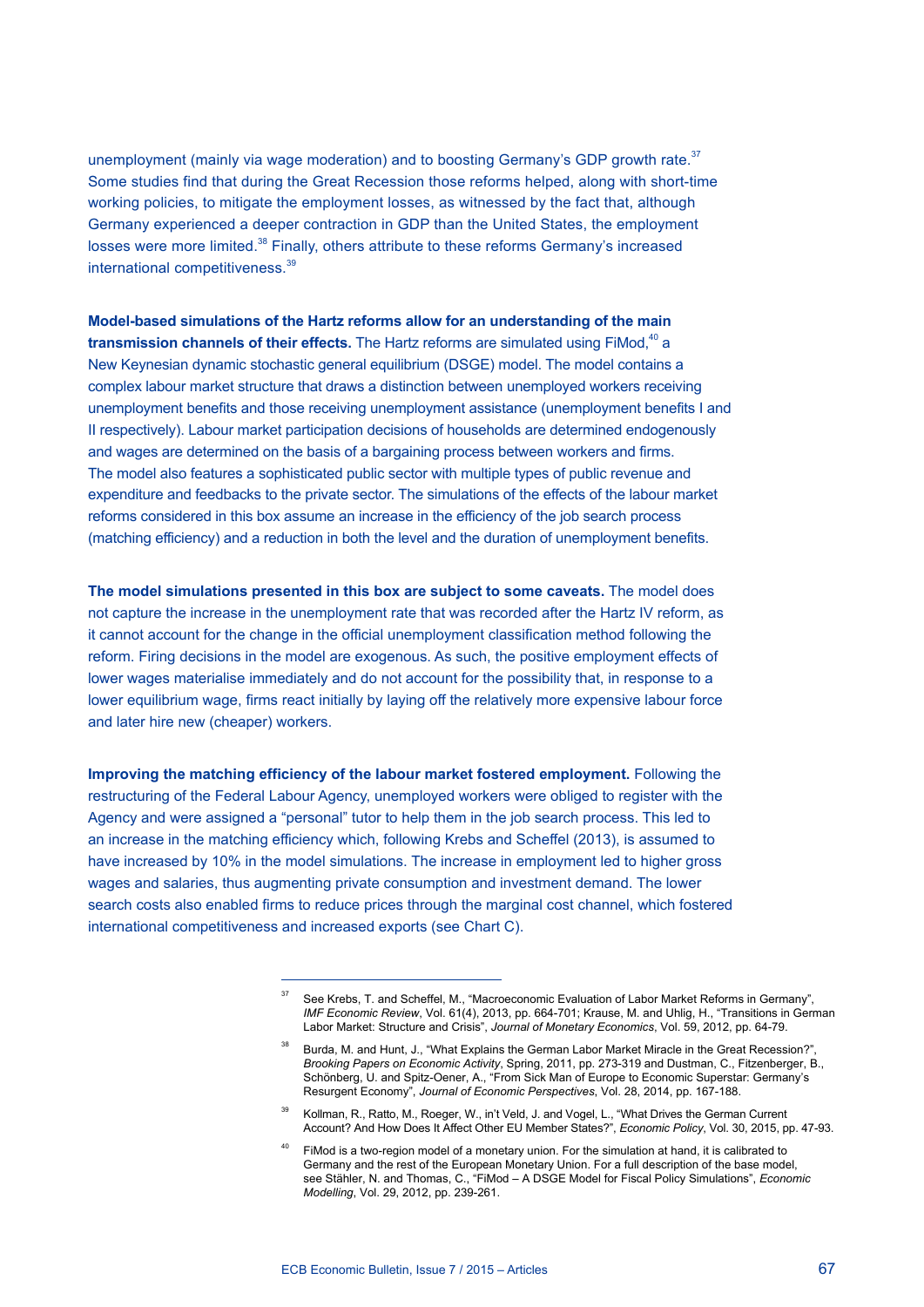unemployment (mainly via wage moderation) and to boosting Germany's GDP growth rate.[37] Some studies find that during the Great Recession those reforms helped, along with short-time working policies, to mitigate the employment losses, as witnessed by the fact that, although Germany experienced a deeper contraction in GDP than the United States, the employment losses were more limited.[38] Finally, others attribute to these reforms Germany's increased international competitiveness.[39]

**Model-based simulations of the Hartz reforms allow for an understanding of the main transmission channels of their effects.** The Hartz reforms are simulated using FiMod,[40] a New Keynesian dynamic stochastic general equilibrium (DSGE) model. The model contains a complex labour market structure that draws a distinction between unemployed workers receiving unemployment benefits and those receiving unemployment assistance (unemployment benefits I and II respectively). Labour market participation decisions of households are determined endogenously and wages are determined on the basis of a bargaining process between workers and firms. The model also features a sophisticated public sector with multiple types of public revenue and expenditure and feedbacks to the private sector. The simulations of the effects of the labour market reforms considered in this box assume an increase in the efficiency of the job search process (matching efficiency) and a reduction in both the level and the duration of unemployment benefits.

**The model simulations presented in this box are subject to some caveats.** The model does not capture the increase in the unemployment rate that was recorded after the Hartz IV reform, as it cannot account for the change in the official unemployment classification method following the reform. Firing decisions in the model are exogenous. As such, the positive employment effects of lower wages materialise immediately and do not account for the possibility that, in response to a lower equilibrium wage, firms react initially by laying off the relatively more expensive labour force and later hire new (cheaper) workers.

**Improving the matching efficiency of the labour market fostered employment.** Following the restructuring of the Federal Labour Agency, unemployed workers were obliged to register with the Agency and were assigned a "personal" tutor to help them in the job search process. This led to an increase in the matching efficiency which, following Krebs and Scheffel (2013), is assumed to have increased by 10% in the model simulations. The increase in employment led to higher gross wages and salaries, thus augmenting private consumption and investment demand. The lower search costs also enabled firms to reduce prices through the marginal cost channel, which fostered international competitiveness and increased exports (see Chart C).

---

[37] See Krebs, T. and Scheffel, M., "Macroeconomic Evaluation of Labor Market Reforms in Germany", *IMF Economic Review*, Vol. 61(4), 2013, pp. 664-701; Krause, M. and Uhlig, H., "Transitions in German Labor Market: Structure and Crisis", *Journal of Monetary Economics*, Vol. 59, 2012, pp. 64-79.

[38] Burda, M. and Hunt, J., "What Explains the German Labor Market Miracle in the Great Recession?", *Brooking Papers on Economic Activity*, Spring, 2011, pp. 273-319 and Dustman, C., Fitzenberger, B., Schönberg, U. and Spitz-Oener, A., "From Sick Man of Europe to Economic Superstar: Germany's Resurgent Economy", *Journal of Economic Perspectives*, Vol. 28, 2014, pp. 167-188.

[39] Kollman, R., Ratto, M., Roeger, W., in't Veld, J. and Vogel, L., "What Drives the German Current Account? And How Does It Affect Other EU Member States?", *Economic Policy*, Vol. 30, 2015, pp. 47-93.

[40] FiMod is a two-region model of a monetary union. For the simulation at hand, it is calibrated to Germany and the rest of the European Monetary Union. For a full description of the base model, see Stähler, N. and Thomas, C., "FiMod – A DSGE Model for Fiscal Policy Simulations", *Economic Modelling*, Vol. 29, 2012, pp. 239-261.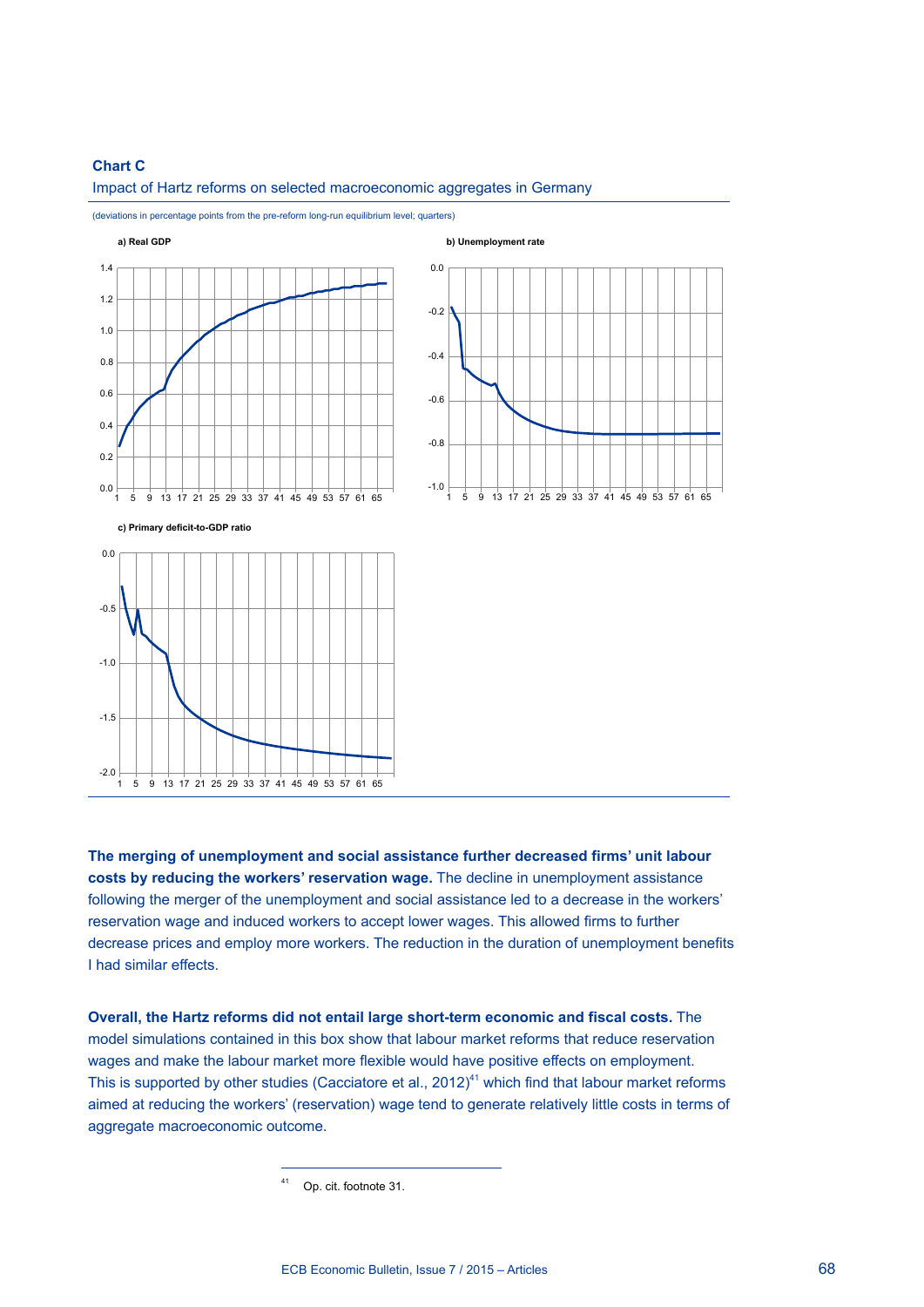**Chart C**

Impact of Hartz reforms on selected macroeconomic aggregates in Germany

(deviations in percentage points from the pre-reform long-run equilibrium level; quarters)

a) Real GDP

b) Unemployment rate

c) Primary deficit-to-GDP ratio

**The merging of unemployment and social assistance further decreased firms' unit labour costs by reducing the workers' reservation wage.** The decline in unemployment assistance following the merger of the unemployment and social assistance led to a decrease in the workers' reservation wage and induced workers to accept lower wages. This allowed firms to further decrease prices and employ more workers. The reduction in the duration of unemployment benefits I had similar effects.

**Overall, the Hartz reforms did not entail large short-term economic and fiscal costs.** The model simulations contained in this box show that labour market reforms that reduce reservation wages and make the labour market more flexible would have positive effects on employment. This is supported by other studies (Cacciatore et al., 2012)[41] which find that labour market reforms aimed at reducing the workers' (reservation) wage tend to generate relatively little costs in terms of aggregate macroeconomic outcome.

[41] Op. cit. footnote 31.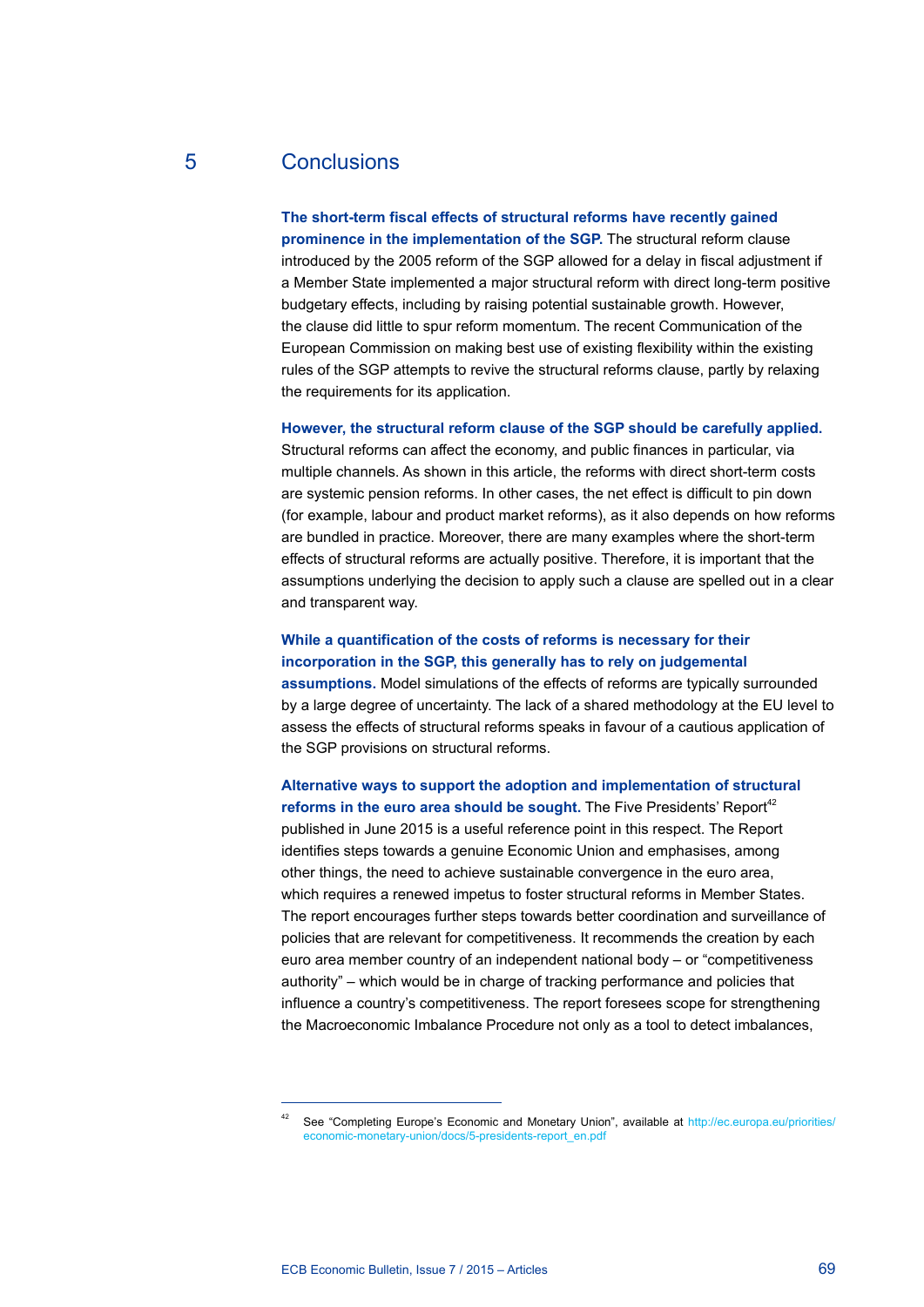## 5 Conclusions

**The short-term fiscal effects of structural reforms have recently gained prominence in the implementation of the SGP.** The structural reform clause introduced by the 2005 reform of the SGP allowed for a delay in fiscal adjustment if a Member State implemented a major structural reform with direct long-term positive budgetary effects, including by raising potential sustainable growth. However, the clause did little to spur reform momentum. The recent Communication of the European Commission on making best use of existing flexibility within the existing rules of the SGP attempts to revive the structural reforms clause, partly by relaxing the requirements for its application.

**However, the structural reform clause of the SGP should be carefully applied.** Structural reforms can affect the economy, and public finances in particular, via multiple channels. As shown in this article, the reforms with direct short-term costs are systemic pension reforms. In other cases, the net effect is difficult to pin down (for example, labour and product market reforms), as it also depends on how reforms are bundled in practice. Moreover, there are many examples where the short-term effects of structural reforms are actually positive. Therefore, it is important that the assumptions underlying the decision to apply such a clause are spelled out in a clear and transparent way.

**While a quantification of the costs of reforms is necessary for their incorporation in the SGP, this generally has to rely on judgemental assumptions.** Model simulations of the effects of reforms are typically surrounded by a large degree of uncertainty. The lack of a shared methodology at the EU level to assess the effects of structural reforms speaks in favour of a cautious application of the SGP provisions on structural reforms.

**Alternative ways to support the adoption and implementation of structural reforms in the euro area should be sought.** The Five Presidents' Report[42] published in June 2015 is a useful reference point in this respect. The Report identifies steps towards a genuine Economic Union and emphasises, among other things, the need to achieve sustainable convergence in the euro area, which requires a renewed impetus to foster structural reforms in Member States. The report encourages further steps towards better coordination and surveillance of policies that are relevant for competitiveness. It recommends the creation by each euro area member country of an independent national body – or "competitiveness authority" – which would be in charge of tracking performance and policies that influence a country's competitiveness. The report foresees scope for strengthening the Macroeconomic Imbalance Procedure not only as a tool to detect imbalances,

---

[42] See "Completing Europe's Economic and Monetary Union", available at http://ec.europa.eu/priorities/economic-monetary-union/docs/5-presidents-report_en.pdf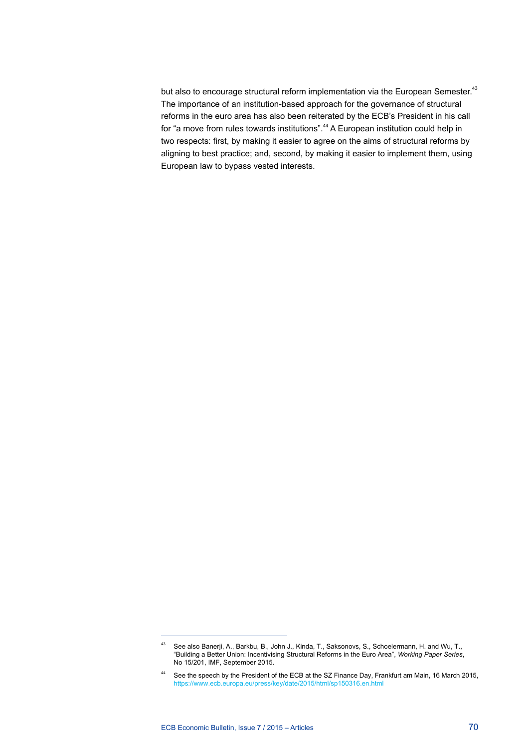but also to encourage structural reform implementation via the European Semester.[43] The importance of an institution-based approach for the governance of structural reforms in the euro area has also been reiterated by the ECB's President in his call for "a move from rules towards institutions".[44] A European institution could help in two respects: first, by making it easier to agree on the aims of structural reforms by aligning to best practice; and, second, by making it easier to implement them, using European law to bypass vested interests.

---

[43] See also Banerji, A., Barkbu, B., John J., Kinda, T., Saksonovs, S., Schoelermann, H. and Wu, T., "Building a Better Union: Incentivising Structural Reforms in the Euro Area", *Working Paper Series*, No 15/201, IMF, September 2015.

[44] See the speech by the President of the ECB at the SZ Finance Day, Frankfurt am Main, 16 March 2015, https://www.ecb.europa.eu/press/key/date/2015/html/sp150316.en.html